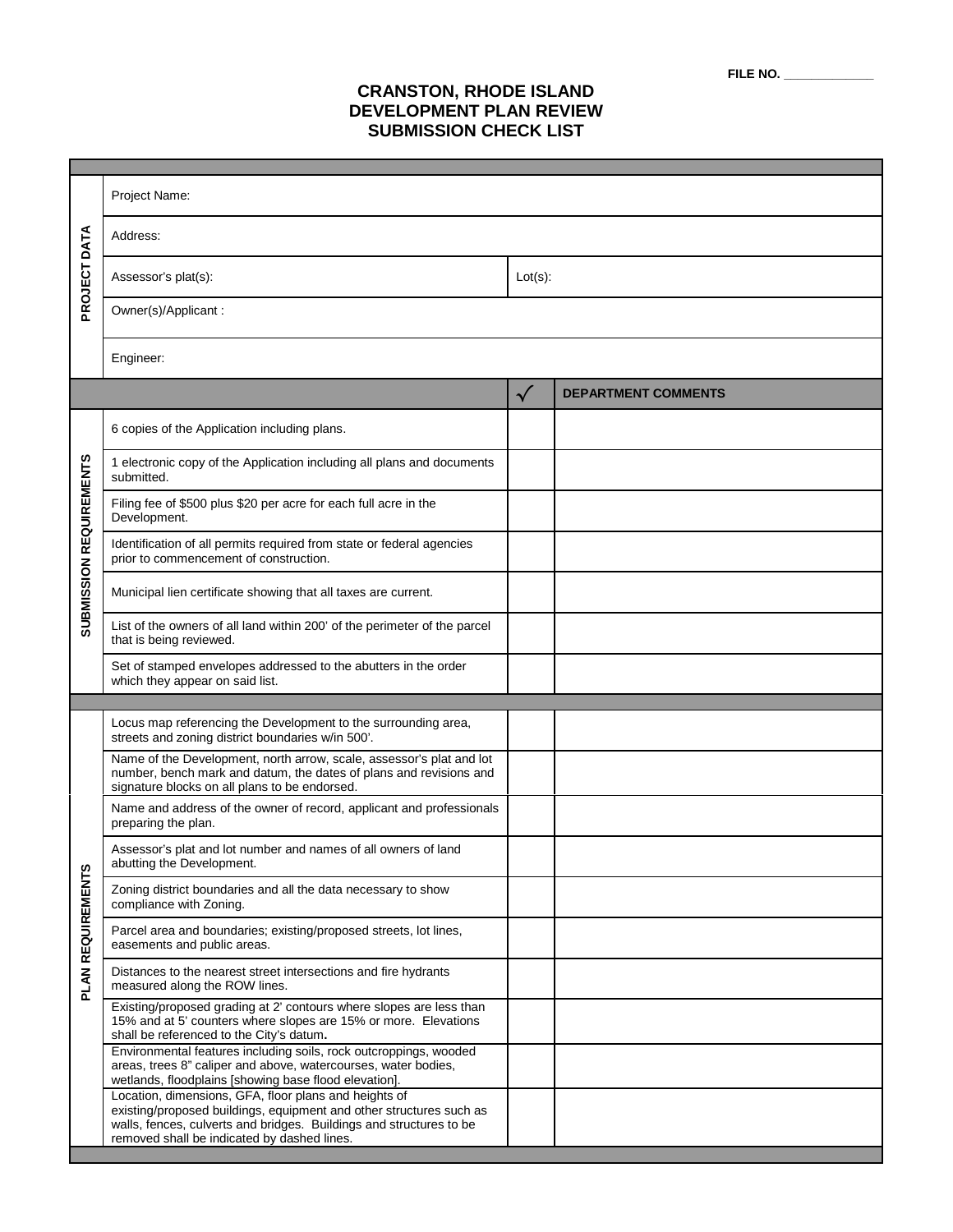FILE NO. _____________

# CRANSTON, RHODE ISLAND
# DEVELOPMENT PLAN REVIEW
# SUBMISSION CHECK LIST

| | | | |
|---|---|---|---|
| **PROJECT DATA** | Project Name: | | |
| | Address: | | |
| | Assessor's plat(s): | Lot(s): | |
| | Owner(s)/Applicant : | | |
| | Engineer: | | |
| | | √ | **DEPARTMENT COMMENTS** |
| **SUBMISSION REQUIREMENTS** | 6 copies of the Application including plans. | | |
| | 1 electronic copy of the Application including all plans and documents submitted. | | |
| | Filing fee of $500 plus $20 per acre for each full acre in the Development. | | |
| | Identification of all permits required from state or federal agencies prior to commencement of construction. | | |
| | Municipal lien certificate showing that all taxes are current. | | |
| | List of the owners of all land within 200' of the perimeter of the parcel that is being reviewed. | | |
| | Set of stamped envelopes addressed to the abutters in the order which they appear on said list. | | |
| **PLAN REQUIREMENTS** | Locus map referencing the Development to the surrounding area, streets and zoning district boundaries w/in 500'. | | |
| | Name of the Development, north arrow, scale, assessor's plat and lot number, bench mark and datum, the dates of plans and revisions and signature blocks on all plans to be endorsed. | | |
| | Name and address of the owner of record, applicant and professionals preparing the plan. | | |
| | Assessor's plat and lot number and names of all owners of land abutting the Development. | | |
| | Zoning district boundaries and all the data necessary to show compliance with Zoning. | | |
| | Parcel area and boundaries; existing/proposed streets, lot lines, easements and public areas. | | |
| | Distances to the nearest street intersections and fire hydrants measured along the ROW lines. | | |
| | Existing/proposed grading at 2' contours where slopes are less than 15% and at 5' counters where slopes are 15% or more. Elevations shall be referenced to the City's datum. | | |
| | Environmental features including soils, rock outcroppings, wooded areas, trees 8" caliper and above, watercourses, water bodies, wetlands, floodplains [showing base flood elevation]. | | |
| | Location, dimensions, GFA, floor plans and heights of existing/proposed buildings, equipment and other structures such as walls, fences, culverts and bridges. Buildings and structures to be removed shall be indicated by dashed lines. | | |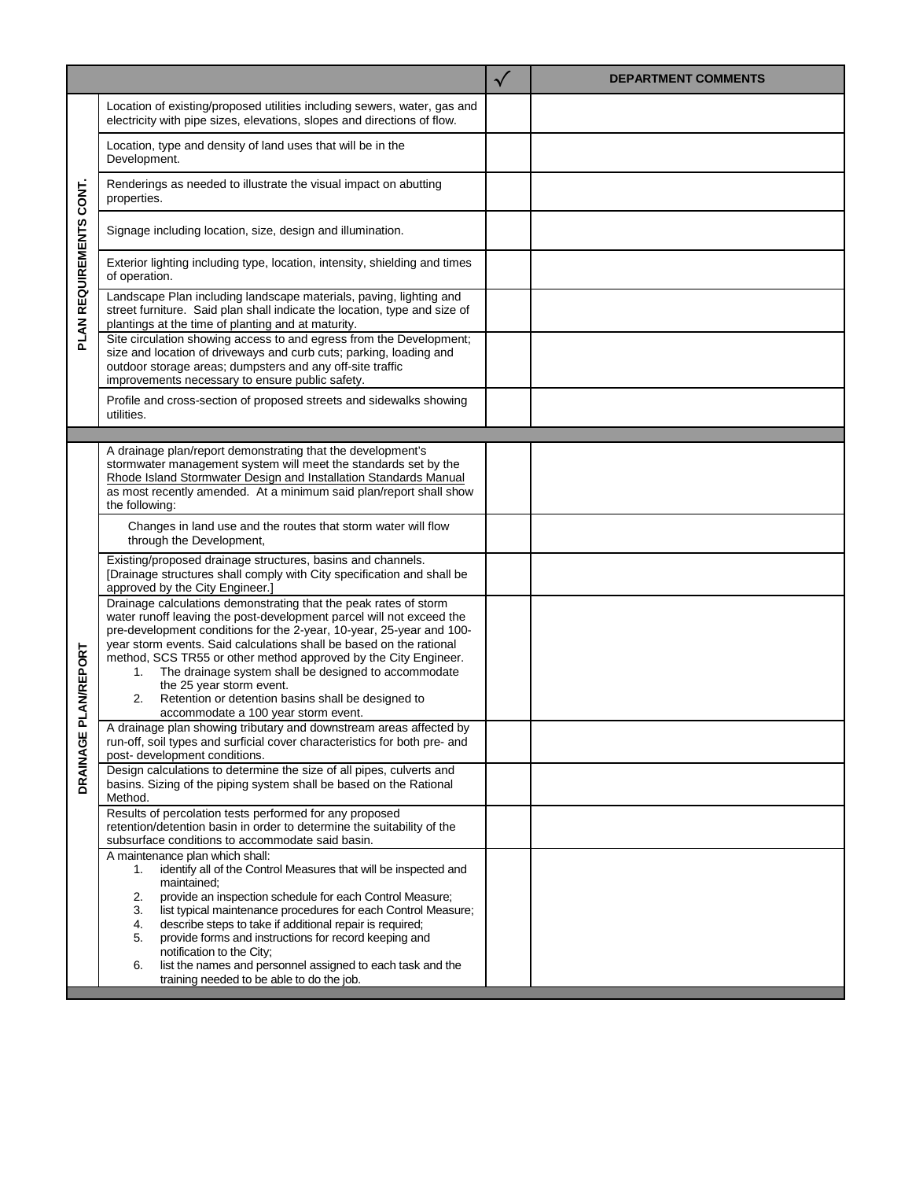| | | √ | DEPARTMENT COMMENTS |
|---|---|---|---|
| PLAN REQUIREMENTS CONT. | Location of existing/proposed utilities including sewers, water, gas and electricity with pipe sizes, elevations, slopes and directions of flow. | | |
| | Location, type and density of land uses that will be in the Development. | | |
| | Renderings as needed to illustrate the visual impact on abutting properties. | | |
| | Signage including location, size, design and illumination. | | |
| | Exterior lighting including type, location, intensity, shielding and times of operation. | | |
| | Landscape Plan including landscape materials, paving, lighting and street furniture. Said plan shall indicate the location, type and size of plantings at the time of planting and at maturity. | | |
| | Site circulation showing access to and egress from the Development; size and location of driveways and curb cuts; parking, loading and outdoor storage areas; dumpsters and any off-site traffic improvements necessary to ensure public safety. | | |
| | Profile and cross-section of proposed streets and sidewalks showing utilities. | | |
| | | | |
| DRAINAGE PLAN/REPORT | A drainage plan/report demonstrating that the development's stormwater management system will meet the standards set by the Rhode Island Stormwater Design and Installation Standards Manual as most recently amended. At a minimum said plan/report shall show the following: | | |
| | Changes in land use and the routes that storm water will flow through the Development, | | |
| | Existing/proposed drainage structures, basins and channels. [Drainage structures shall comply with City specification and shall be approved by the City Engineer.] | | |
| | Drainage calculations demonstrating that the peak rates of storm water runoff leaving the post-development parcel will not exceed the pre-development conditions for the 2-year, 10-year, 25-year and 100-year storm events. Said calculations shall be based on the rational method, SCS TR55 or other method approved by the City Engineer.<br>1. The drainage system shall be designed to accommodate the 25 year storm event.<br>2. Retention or detention basins shall be designed to accommodate a 100 year storm event. | | |
| | A drainage plan showing tributary and downstream areas affected by run-off, soil types and surficial cover characteristics for both pre- and post- development conditions. | | |
| | Design calculations to determine the size of all pipes, culverts and basins. Sizing of the piping system shall be based on the Rational Method. | | |
| | Results of percolation tests performed for any proposed retention/detention basin in order to determine the suitability of the subsurface conditions to accommodate said basin. | | |
| | A maintenance plan which shall:<br>1. identify all of the Control Measures that will be inspected and maintained;<br>2. provide an inspection schedule for each Control Measure;<br>3. list typical maintenance procedures for each Control Measure;<br>4. describe steps to take if additional repair is required;<br>5. provide forms and instructions for record keeping and notification to the City;<br>6. list the names and personnel assigned to each task and the training needed to be able to do the job. | | |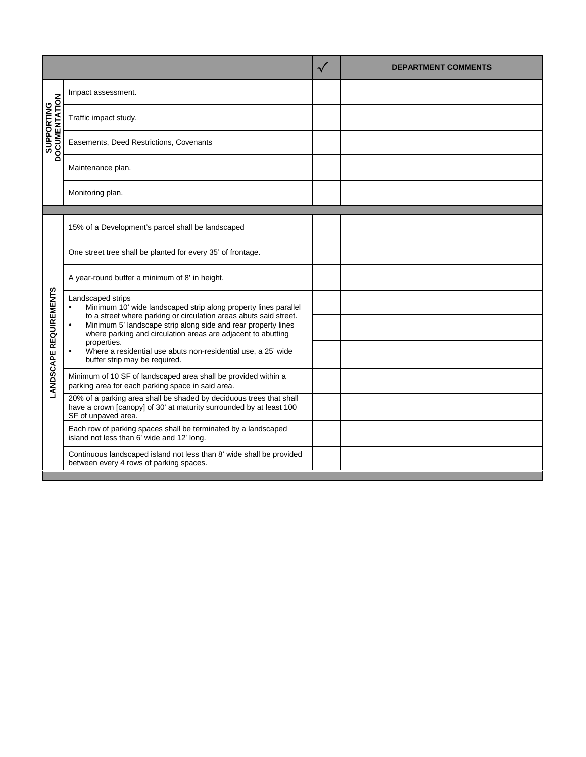| | | √ | DEPARTMENT COMMENTS |
|---|---|---|---|
| SUPPORTING DOCUMENTATION | Impact assessment. | | |
| | Traffic impact study. | | |
| | Easements, Deed Restrictions, Covenants | | |
| | Maintenance plan. | | |
| | Monitoring plan. | | |
| LANDSCAPE REQUIREMENTS | 15% of a Development's parcel shall be landscaped | | |
| | One street tree shall be planted for every 35' of frontage. | | |
| | A year-round buffer a minimum of 8' in height. | | |
| | Landscaped strips<br>• Minimum 10' wide landscaped strip along property lines parallel to a street where parking or circulation areas abuts said street. | | |
| | • Minimum 5' landscape strip along side and rear property lines where parking and circulation areas are adjacent to abutting properties. | | |
| | • Where a residential use abuts non-residential use, a 25' wide buffer strip may be required. | | |
| | Minimum of 10 SF of landscaped area shall be provided within a parking area for each parking space in said area. | | |
| | 20% of a parking area shall be shaded by deciduous trees that shall have a crown [canopy] of 30' at maturity surrounded by at least 100 SF of unpaved area. | | |
| | Each row of parking spaces shall be terminated by a landscaped island not less than 6' wide and 12' long. | | |
| | Continuous landscaped island not less than 8' wide shall be provided between every 4 rows of parking spaces. | | |